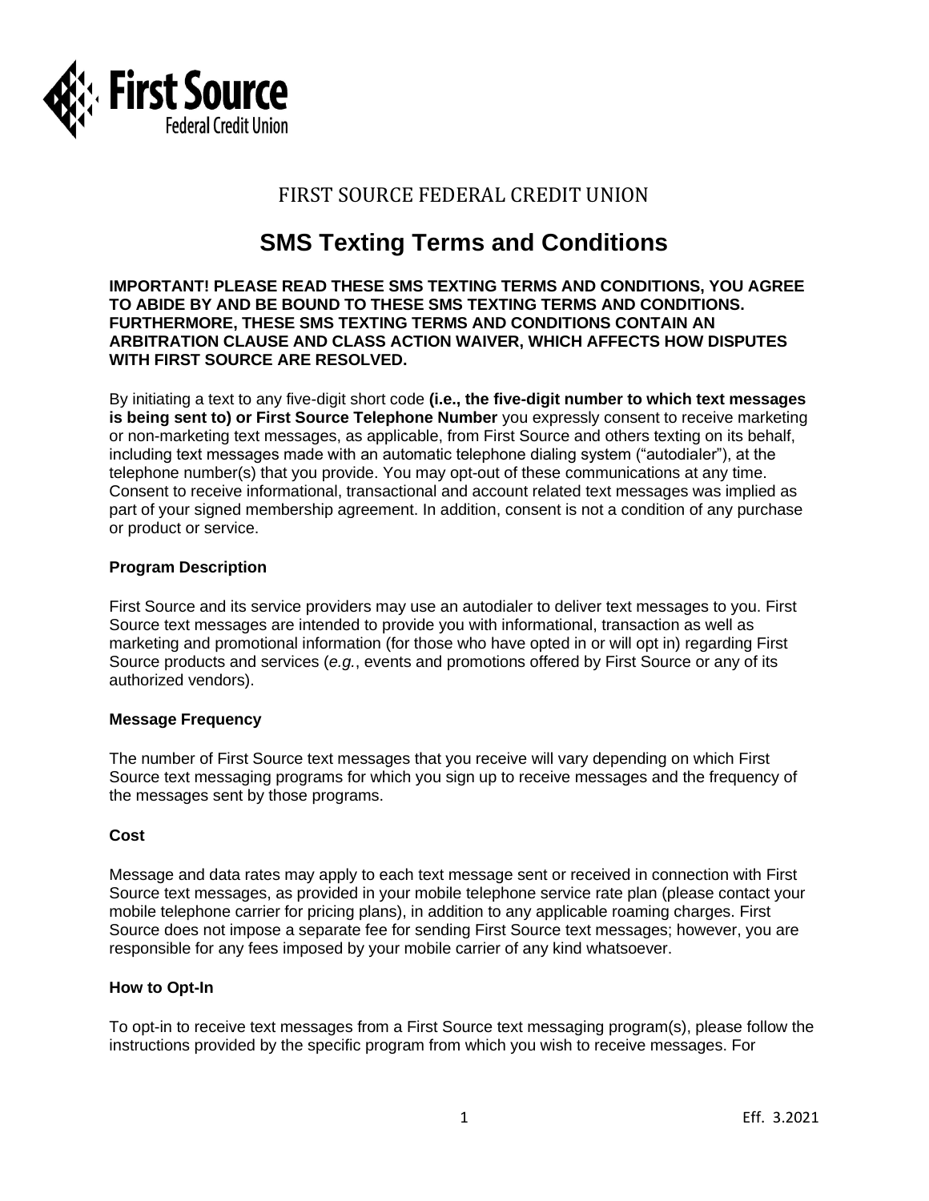First Source Federal Credit Union

# FIRST SOURCE FEDERAL CREDIT UNION

# SMS Texting Terms and Conditions

**IMPORTANT! PLEASE READ THESE SMS TEXTING TERMS AND CONDITIONS, YOU AGREE TO ABIDE BY AND BE BOUND TO THESE SMS TEXTING TERMS AND CONDITIONS. FURTHERMORE, THESE SMS TEXTING TERMS AND CONDITIONS CONTAIN AN ARBITRATION CLAUSE AND CLASS ACTION WAIVER, WHICH AFFECTS HOW DISPUTES WITH FIRST SOURCE ARE RESOLVED.**

By initiating a text to any five-digit short code **(i.e., the five-digit number to which text messages is being sent to) or First Source Telephone Number** you expressly consent to receive marketing or non-marketing text messages, as applicable, from First Source and others texting on its behalf, including text messages made with an automatic telephone dialing system ("autodialer"), at the telephone number(s) that you provide. You may opt-out of these communications at any time. Consent to receive informational, transactional and account related text messages was implied as part of your signed membership agreement. In addition, consent is not a condition of any purchase or product or service.

### Program Description

First Source and its service providers may use an autodialer to deliver text messages to you. First Source text messages are intended to provide you with informational, transaction as well as marketing and promotional information (for those who have opted in or will opt in) regarding First Source products and services (*e.g.*, events and promotions offered by First Source or any of its authorized vendors).

### Message Frequency

The number of First Source text messages that you receive will vary depending on which First Source text messaging programs for which you sign up to receive messages and the frequency of the messages sent by those programs.

### Cost

Message and data rates may apply to each text message sent or received in connection with First Source text messages, as provided in your mobile telephone service rate plan (please contact your mobile telephone carrier for pricing plans), in addition to any applicable roaming charges. First Source does not impose a separate fee for sending First Source text messages; however, you are responsible for any fees imposed by your mobile carrier of any kind whatsoever.

### How to Opt-In

To opt-in to receive text messages from a First Source text messaging program(s), please follow the instructions provided by the specific program from which you wish to receive messages. For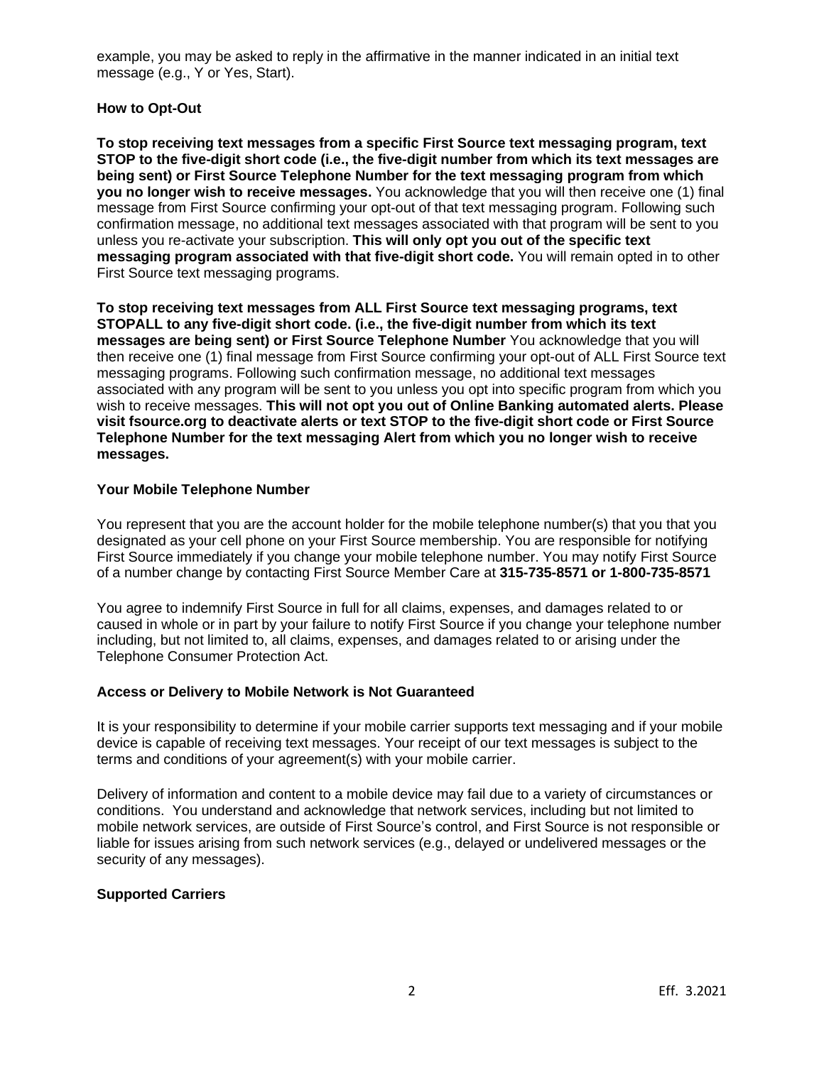example, you may be asked to reply in the affirmative in the manner indicated in an initial text message (e.g., Y or Yes, Start).

**How to Opt-Out**

**To stop receiving text messages from a specific First Source text messaging program, text STOP to the five-digit short code (i.e., the five-digit number from which its text messages are being sent) or First Source Telephone Number for the text messaging program from which you no longer wish to receive messages.** You acknowledge that you will then receive one (1) final message from First Source confirming your opt-out of that text messaging program. Following such confirmation message, no additional text messages associated with that program will be sent to you unless you re-activate your subscription. **This will only opt you out of the specific text messaging program associated with that five-digit short code.** You will remain opted in to other First Source text messaging programs.

**To stop receiving text messages from ALL First Source text messaging programs, text STOPALL to any five-digit short code. (i.e., the five-digit number from which its text messages are being sent) or First Source Telephone Number** You acknowledge that you will then receive one (1) final message from First Source confirming your opt-out of ALL First Source text messaging programs. Following such confirmation message, no additional text messages associated with any program will be sent to you unless you opt into specific program from which you wish to receive messages. **This will not opt you out of Online Banking automated alerts. Please visit fsource.org to deactivate alerts or text STOP to the five-digit short code or First Source Telephone Number for the text messaging Alert from which you no longer wish to receive messages.**

**Your Mobile Telephone Number**

You represent that you are the account holder for the mobile telephone number(s) that you that you designated as your cell phone on your First Source membership. You are responsible for notifying First Source immediately if you change your mobile telephone number. You may notify First Source of a number change by contacting First Source Member Care at **315-735-8571 or 1-800-735-8571**

You agree to indemnify First Source in full for all claims, expenses, and damages related to or caused in whole or in part by your failure to notify First Source if you change your telephone number including, but not limited to, all claims, expenses, and damages related to or arising under the Telephone Consumer Protection Act.

**Access or Delivery to Mobile Network is Not Guaranteed**

It is your responsibility to determine if your mobile carrier supports text messaging and if your mobile device is capable of receiving text messages. Your receipt of our text messages is subject to the terms and conditions of your agreement(s) with your mobile carrier.

Delivery of information and content to a mobile device may fail due to a variety of circumstances or conditions. You understand and acknowledge that network services, including but not limited to mobile network services, are outside of First Source's control, and First Source is not responsible or liable for issues arising from such network services (e.g., delayed or undelivered messages or the security of any messages).

**Supported Carriers**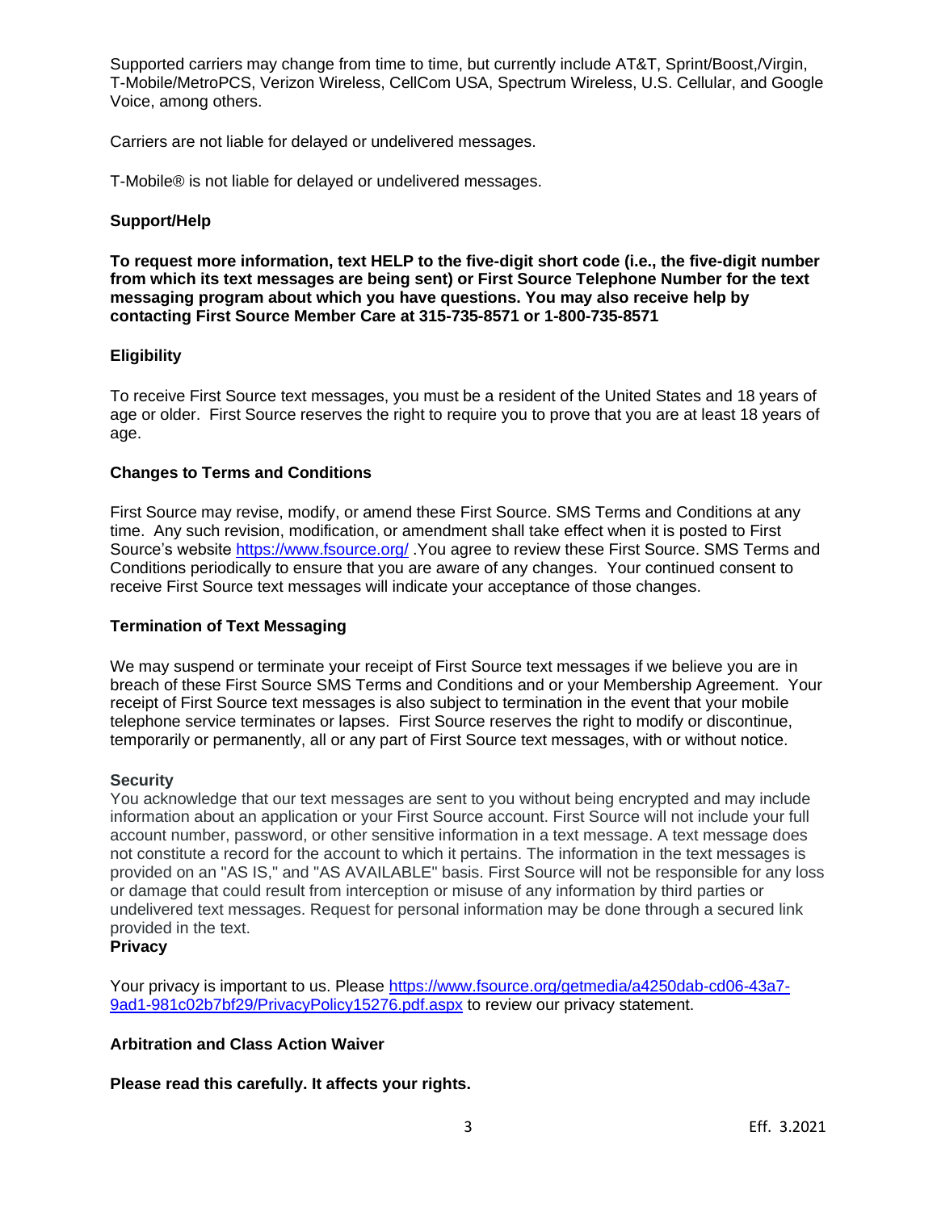Supported carriers may change from time to time, but currently include AT&T, Sprint/Boost,/Virgin, T-Mobile/MetroPCS, Verizon Wireless, CellCom USA, Spectrum Wireless, U.S. Cellular, and Google Voice, among others.

Carriers are not liable for delayed or undelivered messages.

T-Mobile® is not liable for delayed or undelivered messages.

**Support/Help**

**To request more information, text HELP to the five-digit short code (i.e., the five-digit number from which its text messages are being sent) or First Source Telephone Number for the text messaging program about which you have questions. You may also receive help by contacting First Source Member Care at 315-735-8571 or 1-800-735-8571**

**Eligibility**

To receive First Source text messages, you must be a resident of the United States and 18 years of age or older. First Source reserves the right to require you to prove that you are at least 18 years of age.

**Changes to Terms and Conditions**

First Source may revise, modify, or amend these First Source. SMS Terms and Conditions at any time. Any such revision, modification, or amendment shall take effect when it is posted to First Source's website [https://www.fsource.org/](https://www.fsource.org/) .You agree to review these First Source. SMS Terms and Conditions periodically to ensure that you are aware of any changes. Your continued consent to receive First Source text messages will indicate your acceptance of those changes.

**Termination of Text Messaging**

We may suspend or terminate your receipt of First Source text messages if we believe you are in breach of these First Source SMS Terms and Conditions and or your Membership Agreement. Your receipt of First Source text messages is also subject to termination in the event that your mobile telephone service terminates or lapses. First Source reserves the right to modify or discontinue, temporarily or permanently, all or any part of First Source text messages, with or without notice.

**Security**

You acknowledge that our text messages are sent to you without being encrypted and may include information about an application or your First Source account. First Source will not include your full account number, password, or other sensitive information in a text message. A text message does not constitute a record for the account to which it pertains. The information in the text messages is provided on an "AS IS," and "AS AVAILABLE" basis. First Source will not be responsible for any loss or damage that could result from interception or misuse of any information by third parties or undelivered text messages. Request for personal information may be done through a secured link provided in the text.

**Privacy**

Your privacy is important to us. Please [https://www.fsource.org/getmedia/a4250dab-cd06-43a7-9ad1-981c02b7bf29/PrivacyPolicy15276.pdf.aspx](https://www.fsource.org/getmedia/a4250dab-cd06-43a7-9ad1-981c02b7bf29/PrivacyPolicy15276.pdf.aspx) to review our privacy statement.

**Arbitration and Class Action Waiver**

**Please read this carefully. It affects your rights.**

Eff. 3.2021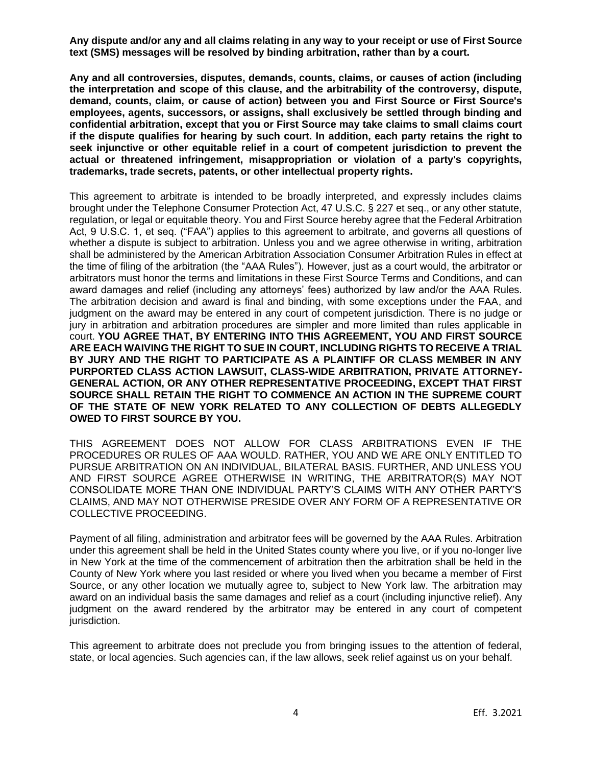**Any dispute and/or any and all claims relating in any way to your receipt or use of First Source text (SMS) messages will be resolved by binding arbitration, rather than by a court.**

**Any and all controversies, disputes, demands, counts, claims, or causes of action (including the interpretation and scope of this clause, and the arbitrability of the controversy, dispute, demand, counts, claim, or cause of action) between you and First Source or First Source's employees, agents, successors, or assigns, shall exclusively be settled through binding and confidential arbitration, except that you or First Source may take claims to small claims court if the dispute qualifies for hearing by such court. In addition, each party retains the right to seek injunctive or other equitable relief in a court of competent jurisdiction to prevent the actual or threatened infringement, misappropriation or violation of a party's copyrights, trademarks, trade secrets, patents, or other intellectual property rights.**

This agreement to arbitrate is intended to be broadly interpreted, and expressly includes claims brought under the Telephone Consumer Protection Act, 47 U.S.C. § 227 et seq., or any other statute, regulation, or legal or equitable theory. You and First Source hereby agree that the Federal Arbitration Act, 9 U.S.C. 1, et seq. ("FAA") applies to this agreement to arbitrate, and governs all questions of whether a dispute is subject to arbitration. Unless you and we agree otherwise in writing, arbitration shall be administered by the American Arbitration Association Consumer Arbitration Rules in effect at the time of filing of the arbitration (the "AAA Rules"). However, just as a court would, the arbitrator or arbitrators must honor the terms and limitations in these First Source Terms and Conditions, and can award damages and relief (including any attorneys' fees) authorized by law and/or the AAA Rules. The arbitration decision and award is final and binding, with some exceptions under the FAA, and judgment on the award may be entered in any court of competent jurisdiction. There is no judge or jury in arbitration and arbitration procedures are simpler and more limited than rules applicable in court. **YOU AGREE THAT, BY ENTERING INTO THIS AGREEMENT, YOU AND FIRST SOURCE ARE EACH WAIVING THE RIGHT TO SUE IN COURT, INCLUDING RIGHTS TO RECEIVE A TRIAL BY JURY AND THE RIGHT TO PARTICIPATE AS A PLAINTIFF OR CLASS MEMBER IN ANY PURPORTED CLASS ACTION LAWSUIT, CLASS-WIDE ARBITRATION, PRIVATE ATTORNEY-GENERAL ACTION, OR ANY OTHER REPRESENTATIVE PROCEEDING, EXCEPT THAT FIRST SOURCE SHALL RETAIN THE RIGHT TO COMMENCE AN ACTION IN THE SUPREME COURT OF THE STATE OF NEW YORK RELATED TO ANY COLLECTION OF DEBTS ALLEGEDLY OWED TO FIRST SOURCE BY YOU.**

THIS AGREEMENT DOES NOT ALLOW FOR CLASS ARBITRATIONS EVEN IF THE PROCEDURES OR RULES OF AAA WOULD. RATHER, YOU AND WE ARE ONLY ENTITLED TO PURSUE ARBITRATION ON AN INDIVIDUAL, BILATERAL BASIS. FURTHER, AND UNLESS YOU AND FIRST SOURCE AGREE OTHERWISE IN WRITING, THE ARBITRATOR(S) MAY NOT CONSOLIDATE MORE THAN ONE INDIVIDUAL PARTY'S CLAIMS WITH ANY OTHER PARTY'S CLAIMS, AND MAY NOT OTHERWISE PRESIDE OVER ANY FORM OF A REPRESENTATIVE OR COLLECTIVE PROCEEDING.

Payment of all filing, administration and arbitrator fees will be governed by the AAA Rules. Arbitration under this agreement shall be held in the United States county where you live, or if you no-longer live in New York at the time of the commencement of arbitration then the arbitration shall be held in the County of New York where you last resided or where you lived when you became a member of First Source, or any other location we mutually agree to, subject to New York law. The arbitration may award on an individual basis the same damages and relief as a court (including injunctive relief). Any judgment on the award rendered by the arbitrator may be entered in any court of competent jurisdiction.

This agreement to arbitrate does not preclude you from bringing issues to the attention of federal, state, or local agencies. Such agencies can, if the law allows, seek relief against us on your behalf.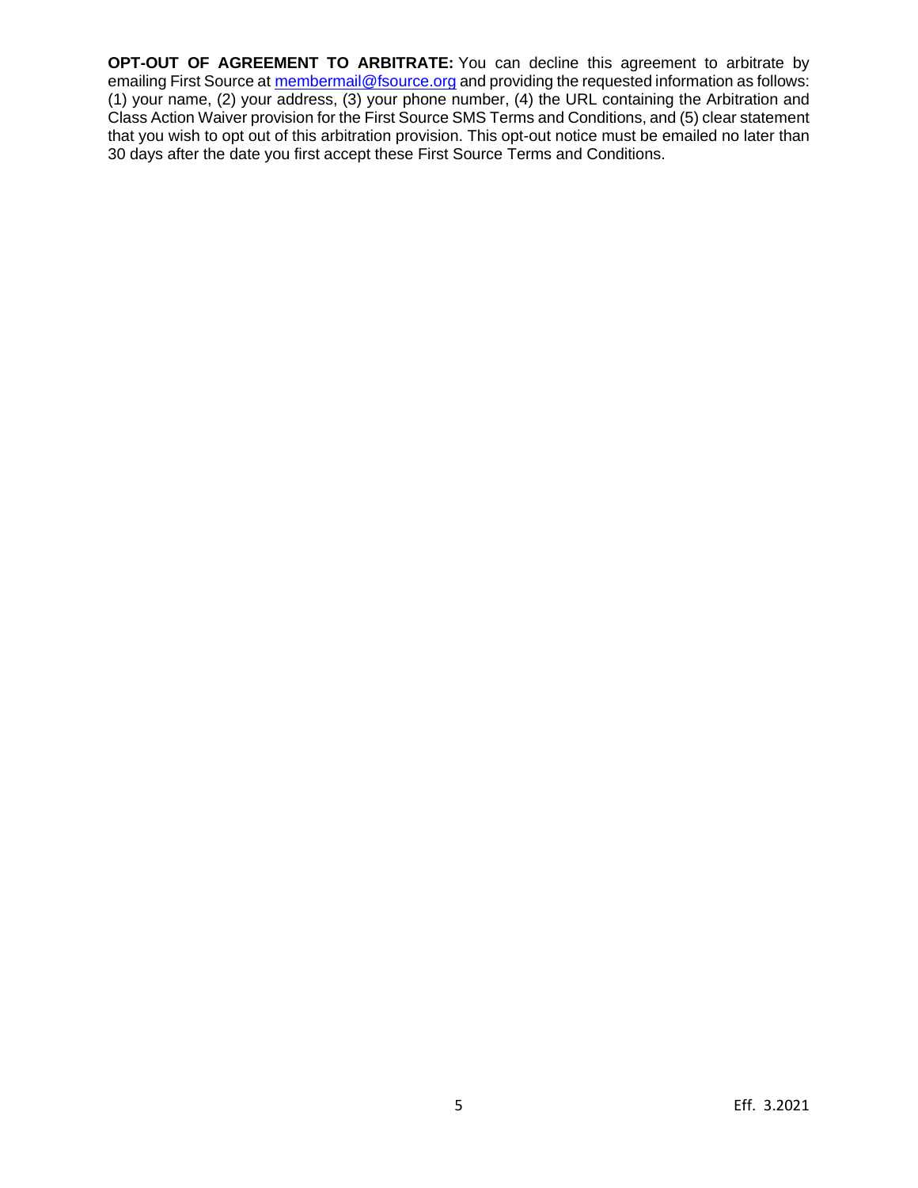**OPT-OUT OF AGREEMENT TO ARBITRATE:** You can decline this agreement to arbitrate by emailing First Source at membermail@fsource.org and providing the requested information as follows: (1) your name, (2) your address, (3) your phone number, (4) the URL containing the Arbitration and Class Action Waiver provision for the First Source SMS Terms and Conditions, and (5) clear statement that you wish to opt out of this arbitration provision. This opt-out notice must be emailed no later than 30 days after the date you first accept these First Source Terms and Conditions.